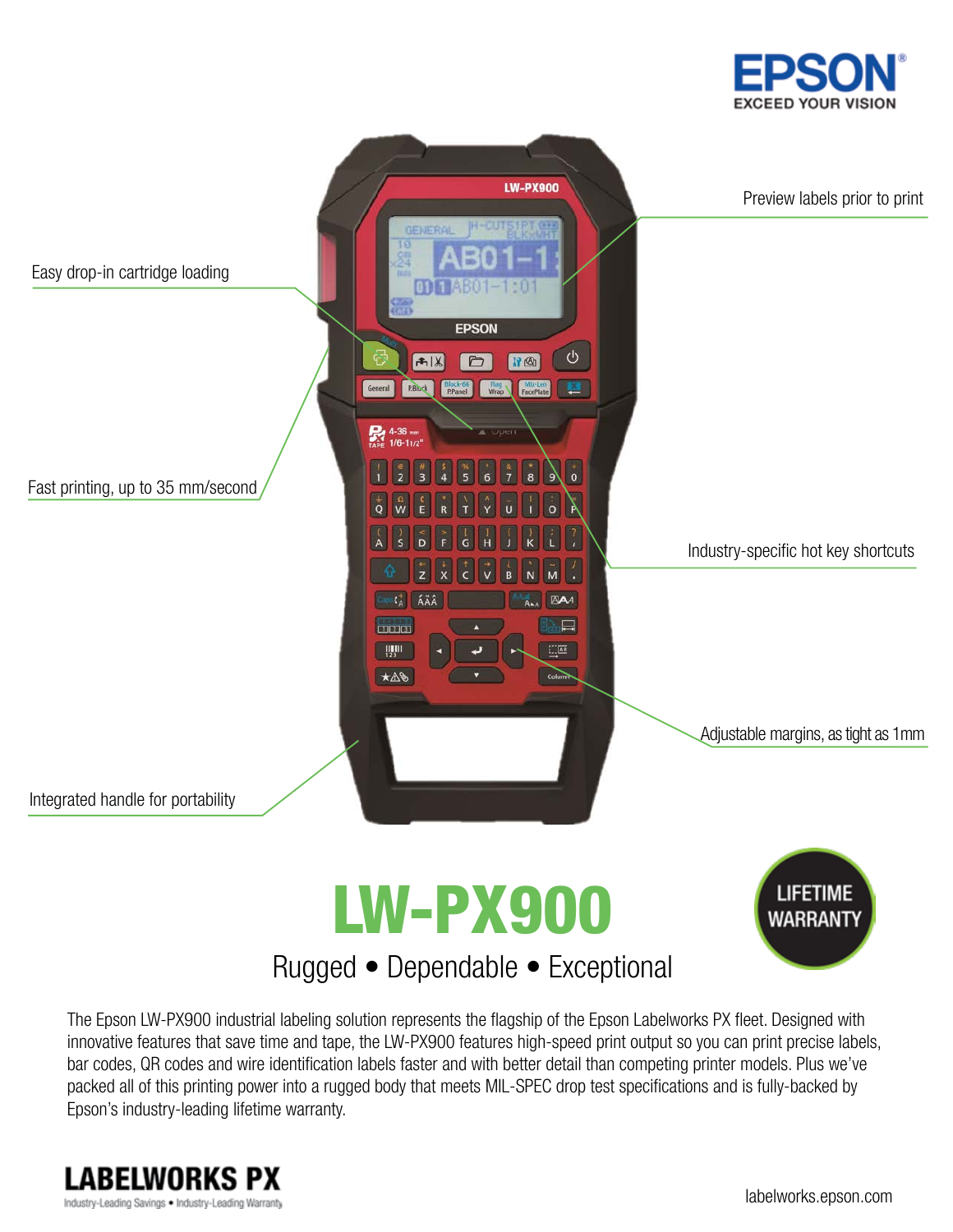EPSON
EXCEED YOUR VISION

Preview labels prior to print

Easy drop-in cartridge loading

Fast printing, up to 35 mm/second

Industry-specific hot key shortcuts

Adjustable margins, as tight as 1mm

Integrated handle for portability

# LW-PX900

LIFETIME WARRANTY

## Rugged • Dependable • Exceptional

The Epson LW-PX900 industrial labeling solution represents the flagship of the Epson Labelworks PX fleet. Designed with innovative features that save time and tape, the LW-PX900 features high-speed print output so you can print precise labels, bar codes, QR codes and wire identification labels faster and with better detail than competing printer models. Plus we've packed all of this printing power into a rugged body that meets MIL-SPEC drop test specifications and is fully-backed by Epson's industry-leading lifetime warranty.

**LABELWORKS PX**
Industry-Leading Savings • Industry-Leading Warranty

labelworks.epson.com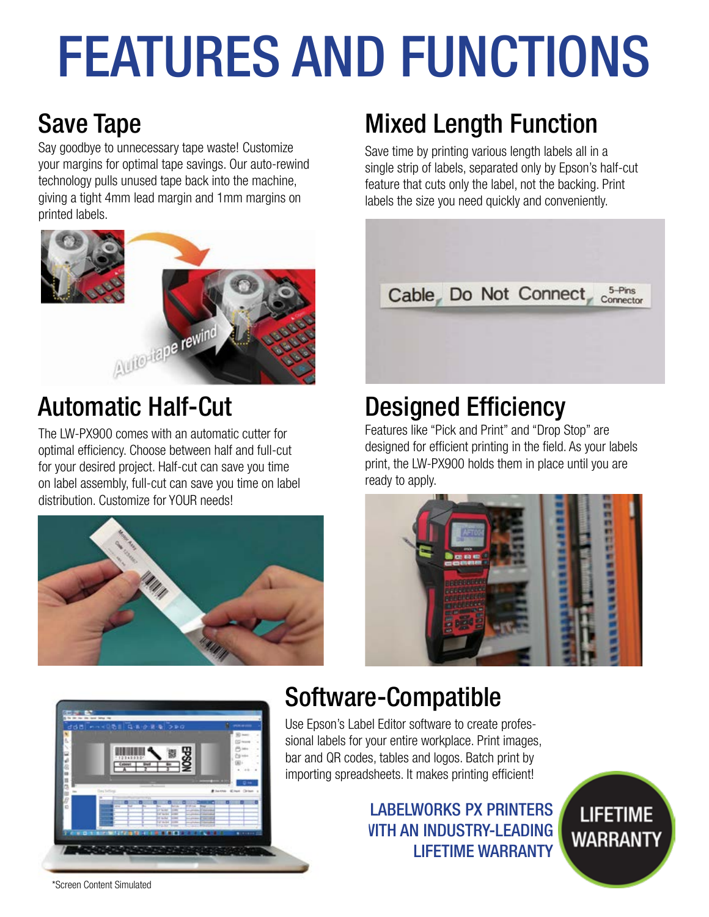# FEATURES AND FUNCTIONS

## Save Tape

Say goodbye to unnecessary tape waste! Customize your margins for optimal tape savings. Our auto-rewind technology pulls unused tape back into the machine, giving a tight 4mm lead margin and 1mm margins on printed labels.

## Mixed Length Function

Save time by printing various length labels all in a single strip of labels, separated only by Epson's half-cut feature that cuts only the label, not the backing. Print labels the size you need quickly and conveniently.

## Automatic Half-Cut

The LW-PX900 comes with an automatic cutter for optimal efficiency. Choose between half and full-cut for your desired project. Half-cut can save you time on label assembly, full-cut can save you time on label distribution. Customize for YOUR needs!

## Designed Efficiency

Features like "Pick and Print" and "Drop Stop" are designed for efficient printing in the field. As your labels print, the LW-PX900 holds them in place until you are ready to apply.

## Software-Compatible

Use Epson's Label Editor software to create professional labels for your entire workplace. Print images, bar and QR codes, tables and logos. Batch print by importing spreadsheets. It makes printing efficient!

LABELWORKS PX PRINTERS WITH AN INDUSTRY-LEADING LIFETIME WARRANTY

LIFETIME WARRANTY

*Screen Content Simulated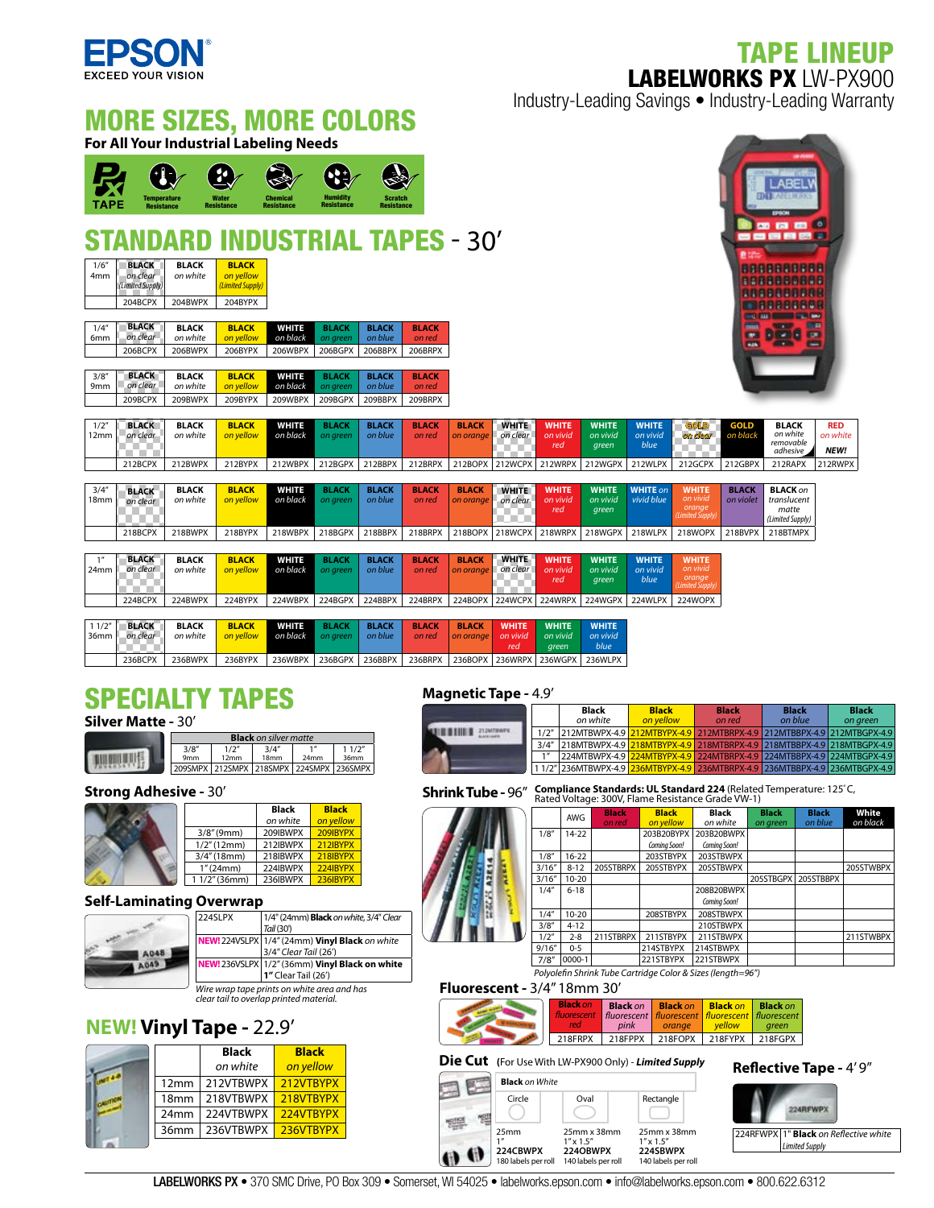# TAPE LINEUP

## LABELWORKS PX LW-PX900

Industry-Leading Savings • Industry-Leading Warranty

# MORE SIZES, MORE COLORS

**For All Your Industrial Labeling Needs**

PX TAPE — Temperature Resistance, Water Resistance, Chemical Resistance, Humidity Resistance, Scratch Resistance

# STANDARD INDUSTRIAL TAPES - 30′

| 1/6″ 4mm | BLACK on clear (Limited Supply) | BLACK on white | BLACK on yellow (Limited Supply) |
|---|---|---|---|
| | 204BCPX | 204BWPX | 204BYPX |

| 1/4″ 6mm | BLACK on clear | BLACK on white | BLACK on yellow | WHITE on black | BLACK on green | BLACK on blue | BLACK on red |
|---|---|---|---|---|---|---|---|
| | 206BCPX | 206BWPX | 206BYPX | 206WBPX | 206BGPX | 206BBPX | 206BRPX |

| 3/8″ 9mm | BLACK on clear | BLACK on white | BLACK on yellow | WHITE on black | BLACK on green | BLACK on blue | BLACK on red |
|---|---|---|---|---|---|---|---|
| | 209BCPX | 209BWPX | 209BYPX | 209WBPX | 209BGPX | 209BBPX | 209BRPX |

| 1/2″ 12mm | BLACK on clear | BLACK on white | BLACK on yellow | WHITE on black | BLACK on green | BLACK on blue | BLACK on red | BLACK on orange | WHITE on clear | WHITE on vivid red | WHITE on vivid green | WHITE on vivid blue | GOLD on clear | GOLD on black | BLACK on white removable adhesive | RED on white NEW! |
|---|---|---|---|---|---|---|---|---|---|---|---|---|---|---|---|
| | 212BCPX | 212BWPX | 212BYPX | 212WBPX | 212BGPX | 212BBPX | 212BRPX | 212BOPX | 212WCPX | 212WRPX | 212WGPX | 212WLPX | 212GCPX | 212GBPX | 212RAPX | 212RWPX |

| 3/4″ 18mm | BLACK on clear | BLACK on white | BLACK on yellow | WHITE on black | BLACK on green | BLACK on blue | BLACK on red | BLACK on orange | WHITE on clear | WHITE on vivid red | WHITE on vivid green | WHITE on vivid blue | WHITE on vivid orange (Limited Supply) | BLACK on violet | BLACK on translucent matte (Limited Supply) |
|---|---|---|---|---|---|---|---|---|---|---|---|---|---|---|---|
| | 218BCPX | 218BWPX | 218BYPX | 218WBPX | 218BGPX | 218BBPX | 218BRPX | 218BOPX | 218WCPX | 218WRPX | 218WGPX | 218WLPX | 218WOPX | 218BVPX | 218BTMPX |

| 1″ 24mm | BLACK on clear | BLACK on white | BLACK on yellow | WHITE on black | BLACK on green | BLACK on blue | BLACK on red | BLACK on orange | WHITE on clear | WHITE on vivid red | WHITE on vivid green | WHITE on vivid blue | WHITE on vivid orange (Limited Supply) |
|---|---|---|---|---|---|---|---|---|---|---|---|---|---|
| | 224BCPX | 224BWPX | 224BYPX | 224WBPX | 224BGPX | 224BBPX | 224BRPX | 224BOPX | 224WCPX | 224WRPX | 224WGPX | 224WLPX | 224WOPX |

| 1 1/2″ 36mm | BLACK on clear | BLACK on white | BLACK on yellow | WHITE on black | BLACK on green | BLACK on blue | BLACK on red | BLACK on orange | WHITE on vivid red | WHITE on vivid green | WHITE on vivid blue |
|---|---|---|---|---|---|---|---|---|---|---|---|
| | 236BCPX | 236BWPX | 236BYPX | 236WBPX | 236BGPX | 236BBPX | 236BRPX | 236BOPX | 236WRPX | 236WGPX | 236WLPX |

# SPECIALTY TAPES

## Silver Matte - 30′

| **Black** on silver matte | | | | |
|---|---|---|---|---|
| 3/8″ 9mm | 1/2″ 12mm | 3/4″ 18mm | 1″ 24mm | 1 1/2″ 36mm |
| 209SMPX | 212SMPX | 218SMPX | 224SMPX | 236SMPX |

## Strong Adhesive - 30′

| | Black on white | Black on yellow |
|---|---|---|
| 3/8″ (9mm) | 209IBWPX | 209IBYPX |
| 1/2″ (12mm) | 212IBWPX | 212IBYPX |
| 3/4″ (18mm) | 218IBWPX | 218IBYPX |
| 1″ (24mm) | 224IBWPX | 224IBYPX |
| 1 1/2″ (36mm) | 236IBWPX | 236IBYPX |

## Self-Laminating Overwrap

| | |
|---|---|
| 224SLPX | 1/4″ (24mm) **Black** on white, 3/4″ Clear Tail (30′) |
| **NEW!** 224VSLPX | 1/4″ (24mm) **Vinyl Black** on white 3/4″ Clear Tail (26′) |
| **NEW!** 236VSLPX | 1/2″ (36mm) **Vinyl Black on white** **1″** Clear Tail (26′) |

*Wire wrap tape prints on white area and has clear tail to overlap printed material.*

## NEW! Vinyl Tape - 22.9′

| | Black on white | Black on yellow |
|---|---|---|
| 12mm | 212VTBWPX | 212VTBYPX |
| 18mm | 218VTBWPX | 218VTBYPX |
| 24mm | 224VTBWPX | 224VTBYPX |
| 36mm | 236VTBWPX | 236VTBYPX |

## Magnetic Tape - 4.9′

| | Black on white | Black on yellow | Black on red | Black on blue | Black on green |
|---|---|---|---|---|---|
| 1/2″ | 212MTBWPX-4.9 | 212MTBYPX-4.9 | 212MTBRPX-4.9 | 212MTBBPX-4.9 | 212MTBGPX-4.9 |
| 3/4″ | 218MTBWPX-4.9 | 218MTBYPX-4.9 | 218MTBRPX-4.9 | 218MTBBPX-4.9 | 218MTBGPX-4.9 |
| 1″ | 224MTBWPX-4.9 | 224MTBYPX-4.9 | 224MTBRPX-4.9 | 224MTBBPX-4.9 | 224MTBGPX-4.9 |
| 1 1/2″ | 236MTBWPX-4.9 | 236MTBYPX-4.9 | 236MTBRPX-4.9 | 236MTBBPX-4.9 | 236MTBGPX-4.9 |

## Shrink Tube - 96″

**Compliance Standards: UL Standard 224** (Related Temperature: 125˚C, Rated Voltage: 300V, Flame Resistance Grade VW-1)

| | AWG | Black on red | Black on yellow | Black on white | Black on green | Black on blue | White on black |
|---|---|---|---|---|---|---|---|
| 1/8″ | 14-22 | | 203B20BYPX *Coming Soon!* | 203B20BWPX *Coming Soon!* | | | |
| 1/8″ | 16-22 | | 203STBYPX | 203STBWPX | | | |
| 3/16″ | 8-12 | 205STBRPX | 205STBYPX | 205STBWPX | | | 205STWBPX |
| 3/16″ | 10-20 | | | | 205STBGPX | 205STBBPX | |
| 1/4″ | 6-18 | | | 208B20BWPX *Coming Soon!* | | | |
| 1/4″ | 10-20 | | 208STBYPX | 208STBWPX | | | |
| 3/8″ | 4-12 | | | 210STBWPX | | | |
| 1/2″ | 2-8 | 211STBRPX | 211STBYPX | 211STBWPX | | | 211STWBPX |
| 9/16″ | 0-5 | | 214STBYPX | 214STBWPX | | | |
| 7/8″ | 0000-1 | | 221STBYPX | 221STBWPX | | | |

*Polyolefin Shrink Tube Cartridge Color & Sizes (length=96″)*

## Fluorescent - 3/4″ 18mm 30′

| Black on fluorescent red | Black on fluorescent pink | Black on fluorescent orange | Black on fluorescent yellow | Black on fluorescent green |
|---|---|---|---|---|
| 218FRPX | 218FPPX | 218FOPX | 218FYPX | 218FGPX |

## Die Cut (For Use With LW-PX900 Only) - *Limited Supply*

| **Black** on White | | |
|---|---|---|
| Circle | Oval | Rectangle |
| 25mm 1″ **224CBWPX** 180 labels per roll | 25mm x 38mm 1″ x 1.5″ **224OBWPX** 140 labels per roll | 25mm x 38mm 1″ x 1.5″ **224SBWPX** 140 labels per roll |

## Reflective Tape - 4′ 9″

| | |
|---|---|
| 224RFWPX | 1″ **Black** on Reflective white *Limited Supply* |

**LABELWORKS PX** • 370 SMC Drive, PO Box 309 • Somerset, WI 54025 • labelworks.epson.com • info@labelworks.epson.com • 800.622.6312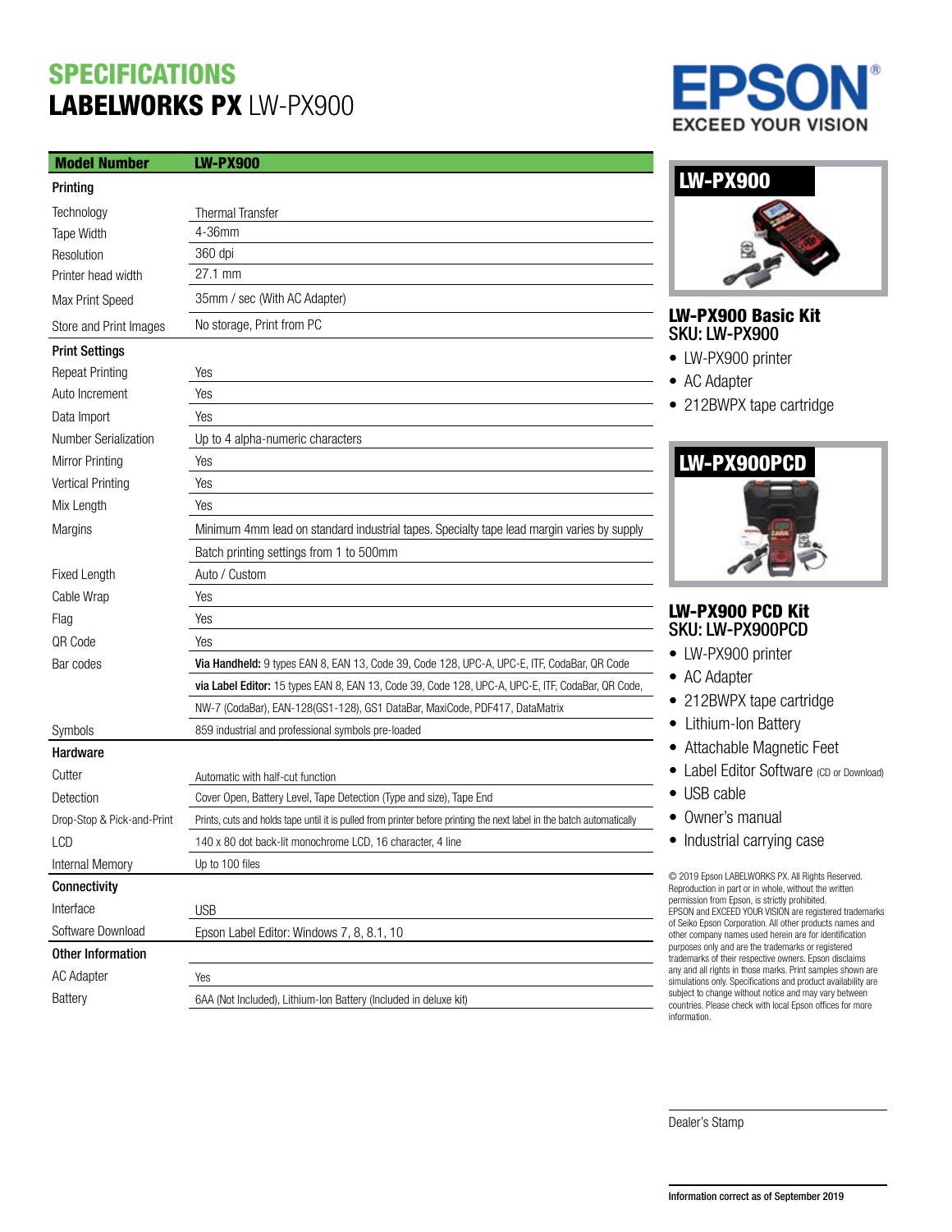# SPECIFICATIONS
# LABELWORKS PX LW-PX900

EPSON
EXCEED YOUR VISION

| Model Number | LW-PX900 |
|---|---|
| **Printing** | |
| Technology | Thermal Transfer |
| Tape Width | 4-36mm |
| Resolution | 360 dpi |
| Printer head width | 27.1 mm |
| Max Print Speed | 35mm / sec (With AC Adapter) |
| Store and Print Images | No storage, Print from PC |
| **Print Settings** | |
| Repeat Printing | Yes |
| Auto Increment | Yes |
| Data Import | Yes |
| Number Serialization | Up to 4 alpha-numeric characters |
| Mirror Printing | Yes |
| Vertical Printing | Yes |
| Mix Length | Yes |
| Margins | Minimum 4mm lead on standard industrial tapes. Specialty tape lead margin varies by supply |
| | Batch printing settings from 1 to 500mm |
| Fixed Length | Auto / Custom |
| Cable Wrap | Yes |
| Flag | Yes |
| QR Code | Yes |
| Bar codes | **Via Handheld:** 9 types EAN 8, EAN 13, Code 39, Code 128, UPC-A, UPC-E, ITF, CodaBar, QR Code |
| | **via Label Editor:** 15 types EAN 8, EAN 13, Code 39, Code 128, UPC-A, UPC-E, ITF, CodaBar, QR Code, NW-7 (CodaBar), EAN-128(GS1-128), GS1 DataBar, MaxiCode, PDF417, DataMatrix |
| Symbols | 859 industrial and professional symbols pre-loaded |
| **Hardware** | |
| Cutter | Automatic with half-cut function |
| Detection | Cover Open, Battery Level, Tape Detection (Type and size), Tape End |
| Drop-Stop & Pick-and-Print | Prints, cuts and holds tape until it is pulled from printer before printing the next label in the batch automatically |
| LCD | 140 x 80 dot back-lit monochrome LCD, 16 character, 4 line |
| Internal Memory | Up to 100 files |
| **Connectivity** | |
| Interface | USB |
| Software Download | Epson Label Editor: Windows 7, 8, 8.1, 10 |
| **Other Information** | |
| AC Adapter | Yes |
| Battery | 6AA (Not Included), Lithium-Ion Battery (Included in deluxe kit) |

**LW-PX900**

## LW-PX900 Basic Kit
## SKU: LW-PX900

- LW-PX900 printer
- AC Adapter
- 212BWPX tape cartridge

**LW-PX900PCD**

## LW-PX900 PCD Kit
## SKU: LW-PX900PCD

- LW-PX900 printer
- AC Adapter
- 212BWPX tape cartridge
- Lithium-Ion Battery
- Attachable Magnetic Feet
- Label Editor Software (CD or Download)
- USB cable
- Owner's manual
- Industrial carrying case

© 2019 Epson LABELWORKS PX. All Rights Reserved. Reproduction in part or in whole, without the written permission from Epson, is strictly prohibited. EPSON and EXCEED YOUR VISION are registered trademarks of Seiko Epson Corporation. All other products names and other company names used herein are for identification purposes only and are the trademarks or registered trademarks of their respective owners. Epson disclaims any and all rights in those marks. Print samples shown are simulations only. Specifications and product availability are subject to change without notice and may vary between countries. Please check with local Epson offices for more information.

Dealer's Stamp

**Information correct as of September 2019**